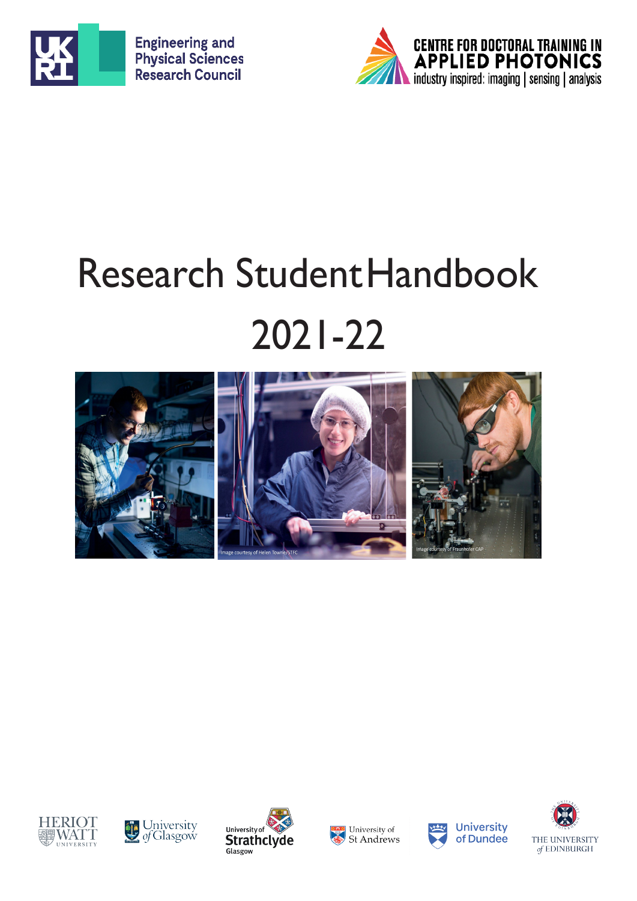Engineering and Physical Sciences Research Council

CENTRE FOR DOCTORAL TRAINING IN
APPLIED PHOTONICS
industry inspired: imaging | sensing | analysis

# Research Student Handbook
# 2021-22

Image courtesy of Helen Towrie/STFC

Image courtesy of Fraunhofer CAP

Heriot-Watt University · University of Glasgow · University of Strathclyde Glasgow · University of St Andrews · University of Dundee · The University of Edinburgh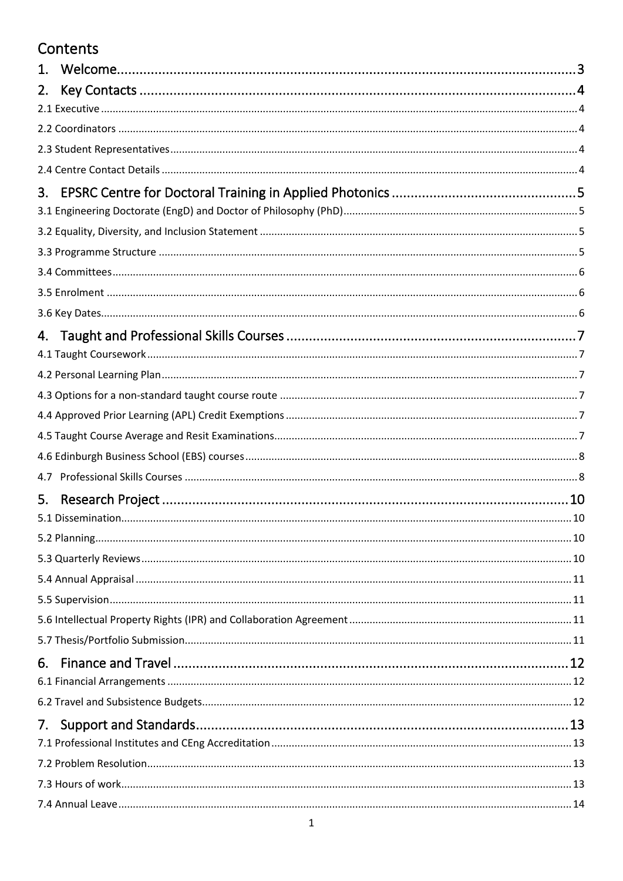# Contents

1. Welcome ... 3
2. Key Contacts ... 4
   - 2.1 Executive ... 4
   - 2.2 Coordinators ... 4
   - 2.3 Student Representatives ... 4
   - 2.4 Centre Contact Details ... 4
3. EPSRC Centre for Doctoral Training in Applied Photonics ... 5
   - 3.1 Engineering Doctorate (EngD) and Doctor of Philosophy (PhD) ... 5
   - 3.2 Equality, Diversity, and Inclusion Statement ... 5
   - 3.3 Programme Structure ... 5
   - 3.4 Committees ... 6
   - 3.5 Enrolment ... 6
   - 3.6 Key Dates ... 6
4. Taught and Professional Skills Courses ... 7
   - 4.1 Taught Coursework ... 7
   - 4.2 Personal Learning Plan ... 7
   - 4.3 Options for a non-standard taught course route ... 7
   - 4.4 Approved Prior Learning (APL) Credit Exemptions ... 7
   - 4.5 Taught Course Average and Resit Examinations ... 7
   - 4.6 Edinburgh Business School (EBS) courses ... 8
   - 4.7 Professional Skills Courses ... 8
5. Research Project ... 10
   - 5.1 Dissemination ... 10
   - 5.2 Planning ... 10
   - 5.3 Quarterly Reviews ... 10
   - 5.4 Annual Appraisal ... 11
   - 5.5 Supervision ... 11
   - 5.6 Intellectual Property Rights (IPR) and Collaboration Agreement ... 11
   - 5.7 Thesis/Portfolio Submission ... 11
6. Finance and Travel ... 12
   - 6.1 Financial Arrangements ... 12
   - 6.2 Travel and Subsistence Budgets ... 12
7. Support and Standards ... 13
   - 7.1 Professional Institutes and CEng Accreditation ... 13
   - 7.2 Problem Resolution ... 13
   - 7.3 Hours of work ... 13
   - 7.4 Annual Leave ... 14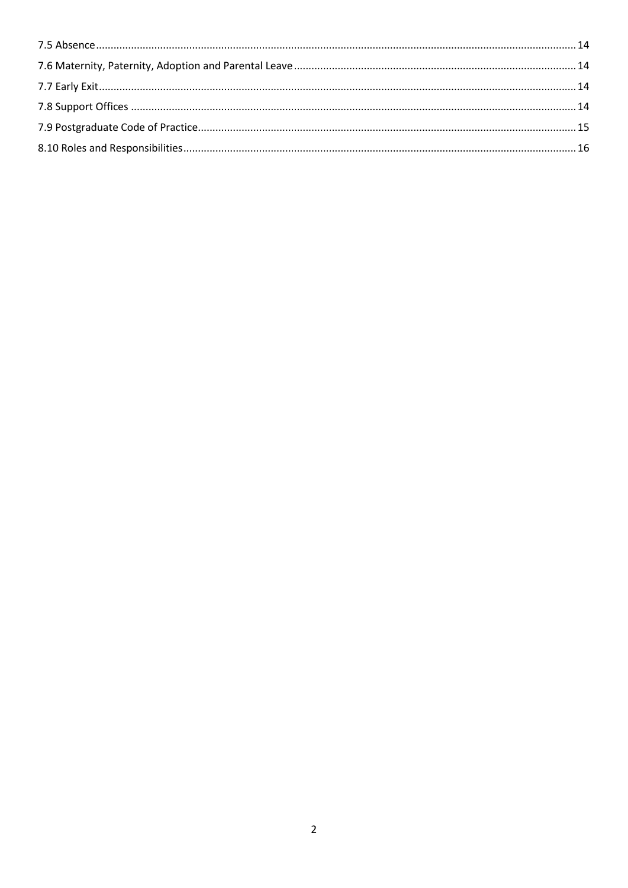7.5 Absence ..... 14

7.6 Maternity, Paternity, Adoption and Parental Leave ..... 14

7.7 Early Exit ..... 14

7.8 Support Offices ..... 14

7.9 Postgraduate Code of Practice ..... 15

8.10 Roles and Responsibilities ..... 16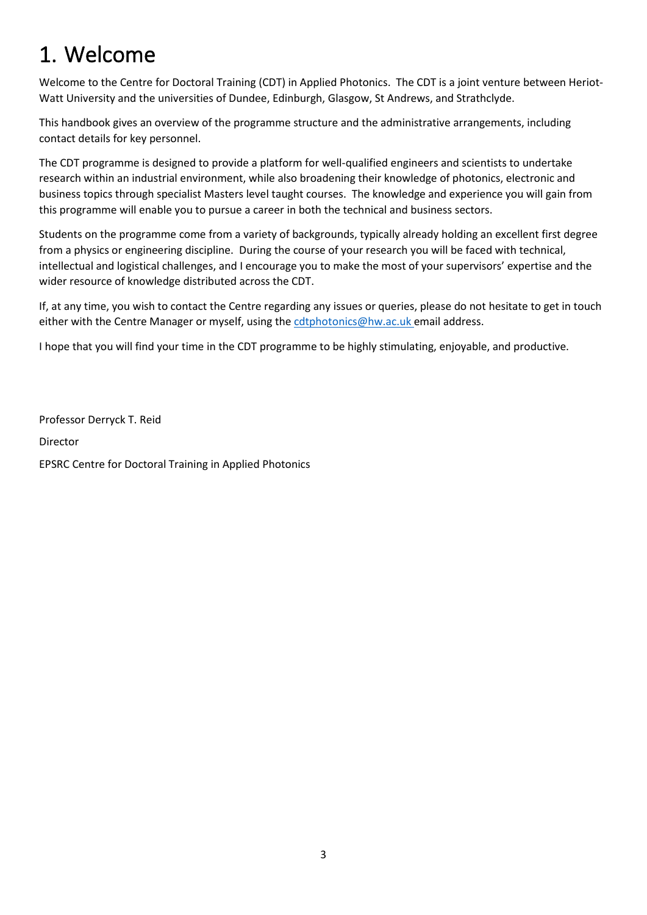# 1. Welcome

Welcome to the Centre for Doctoral Training (CDT) in Applied Photonics. The CDT is a joint venture between Heriot-Watt University and the universities of Dundee, Edinburgh, Glasgow, St Andrews, and Strathclyde.

This handbook gives an overview of the programme structure and the administrative arrangements, including contact details for key personnel.

The CDT programme is designed to provide a platform for well-qualified engineers and scientists to undertake research within an industrial environment, while also broadening their knowledge of photonics, electronic and business topics through specialist Masters level taught courses. The knowledge and experience you will gain from this programme will enable you to pursue a career in both the technical and business sectors.

Students on the programme come from a variety of backgrounds, typically already holding an excellent first degree from a physics or engineering discipline. During the course of your research you will be faced with technical, intellectual and logistical challenges, and I encourage you to make the most of your supervisors' expertise and the wider resource of knowledge distributed across the CDT.

If, at any time, you wish to contact the Centre regarding any issues or queries, please do not hesitate to get in touch either with the Centre Manager or myself, using the cdtphotonics@hw.ac.uk email address.

I hope that you will find your time in the CDT programme to be highly stimulating, enjoyable, and productive.

Professor Derryck T. Reid

Director

EPSRC Centre for Doctoral Training in Applied Photonics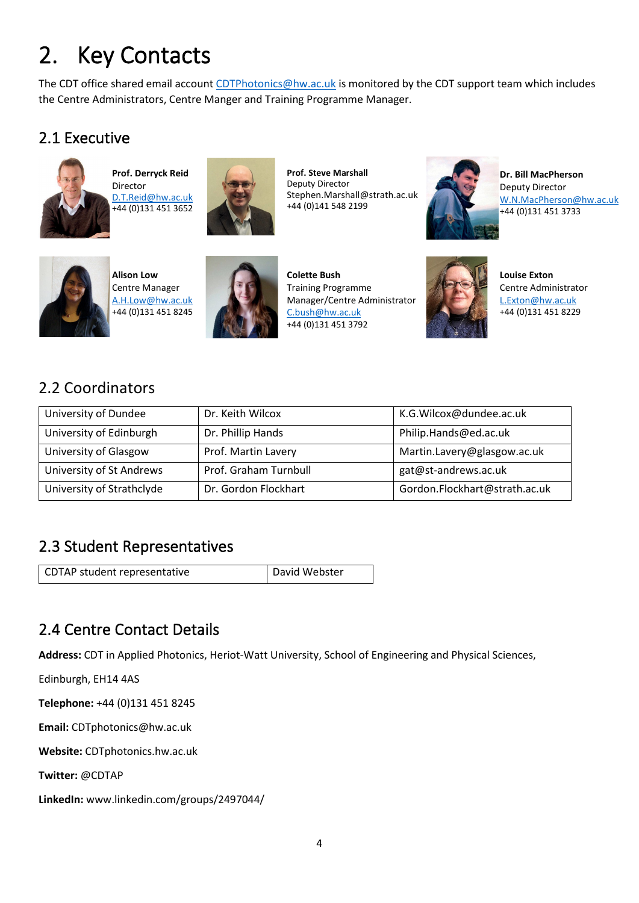# 2. Key Contacts

The CDT office shared email account CDTPhotonics@hw.ac.uk is monitored by the CDT support team which includes the Centre Administrators, Centre Manger and Training Programme Manager.

## 2.1 Executive

**Prof. Derryck Reid**
Director
D.T.Reid@hw.ac.uk
+44 (0)131 451 3652

**Prof. Steve Marshall**
Deputy Director
Stephen.Marshall@strath.ac.uk
+44 (0)141 548 2199

**Dr. Bill MacPherson**
Deputy Director
W.N.MacPherson@hw.ac.uk
+44 (0)131 451 3733

**Alison Low**
Centre Manager
A.H.Low@hw.ac.uk
+44 (0)131 451 8245

**Colette Bush**
Training Programme Manager/Centre Administrator
C.bush@hw.ac.uk
+44 (0)131 451 3792

**Louise Exton**
Centre Administrator
L.Exton@hw.ac.uk
+44 (0)131 451 8229

## 2.2 Coordinators

| University of Dundee | Dr. Keith Wilcox | K.G.Wilcox@dundee.ac.uk |
|---|---|---|
| University of Edinburgh | Dr. Phillip Hands | Philip.Hands@ed.ac.uk |
| University of Glasgow | Prof. Martin Lavery | Martin.Lavery@glasgow.ac.uk |
| University of St Andrews | Prof. Graham Turnbull | gat@st-andrews.ac.uk |
| University of Strathclyde | Dr. Gordon Flockhart | Gordon.Flockhart@strath.ac.uk |

## 2.3 Student Representatives

| CDTAP student representative | David Webster |
|---|---|

## 2.4 Centre Contact Details

**Address:** CDT in Applied Photonics, Heriot-Watt University, School of Engineering and Physical Sciences,

Edinburgh, EH14 4AS

**Telephone:** +44 (0)131 451 8245

**Email:** CDTphotonics@hw.ac.uk

**Website:** CDTphotonics.hw.ac.uk

**Twitter:** @CDTAP

**LinkedIn:** www.linkedin.com/groups/2497044/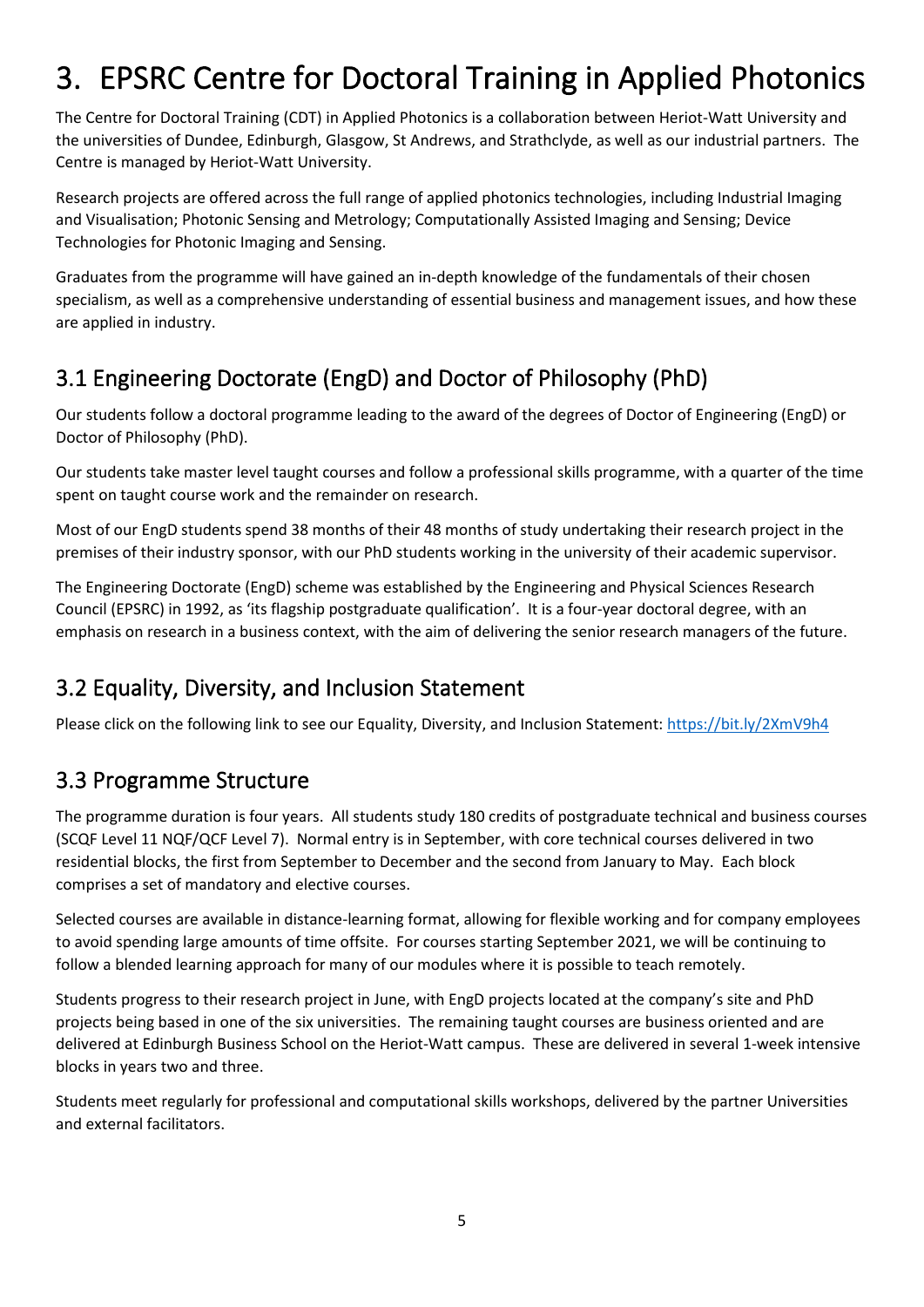# 3. EPSRC Centre for Doctoral Training in Applied Photonics

The Centre for Doctoral Training (CDT) in Applied Photonics is a collaboration between Heriot-Watt University and the universities of Dundee, Edinburgh, Glasgow, St Andrews, and Strathclyde, as well as our industrial partners. The Centre is managed by Heriot-Watt University.

Research projects are offered across the full range of applied photonics technologies, including Industrial Imaging and Visualisation; Photonic Sensing and Metrology; Computationally Assisted Imaging and Sensing; Device Technologies for Photonic Imaging and Sensing.

Graduates from the programme will have gained an in-depth knowledge of the fundamentals of their chosen specialism, as well as a comprehensive understanding of essential business and management issues, and how these are applied in industry.

## 3.1 Engineering Doctorate (EngD) and Doctor of Philosophy (PhD)

Our students follow a doctoral programme leading to the award of the degrees of Doctor of Engineering (EngD) or Doctor of Philosophy (PhD).

Our students take master level taught courses and follow a professional skills programme, with a quarter of the time spent on taught course work and the remainder on research.

Most of our EngD students spend 38 months of their 48 months of study undertaking their research project in the premises of their industry sponsor, with our PhD students working in the university of their academic supervisor.

The Engineering Doctorate (EngD) scheme was established by the Engineering and Physical Sciences Research Council (EPSRC) in 1992, as 'its flagship postgraduate qualification'. It is a four-year doctoral degree, with an emphasis on research in a business context, with the aim of delivering the senior research managers of the future.

## 3.2 Equality, Diversity, and Inclusion Statement

Please click on the following link to see our Equality, Diversity, and Inclusion Statement: https://bit.ly/2XmV9h4

## 3.3 Programme Structure

The programme duration is four years. All students study 180 credits of postgraduate technical and business courses (SCQF Level 11 NQF/QCF Level 7). Normal entry is in September, with core technical courses delivered in two residential blocks, the first from September to December and the second from January to May. Each block comprises a set of mandatory and elective courses.

Selected courses are available in distance-learning format, allowing for flexible working and for company employees to avoid spending large amounts of time offsite. For courses starting September 2021, we will be continuing to follow a blended learning approach for many of our modules where it is possible to teach remotely.

Students progress to their research project in June, with EngD projects located at the company's site and PhD projects being based in one of the six universities. The remaining taught courses are business oriented and are delivered at Edinburgh Business School on the Heriot-Watt campus. These are delivered in several 1-week intensive blocks in years two and three.

Students meet regularly for professional and computational skills workshops, delivered by the partner Universities and external facilitators.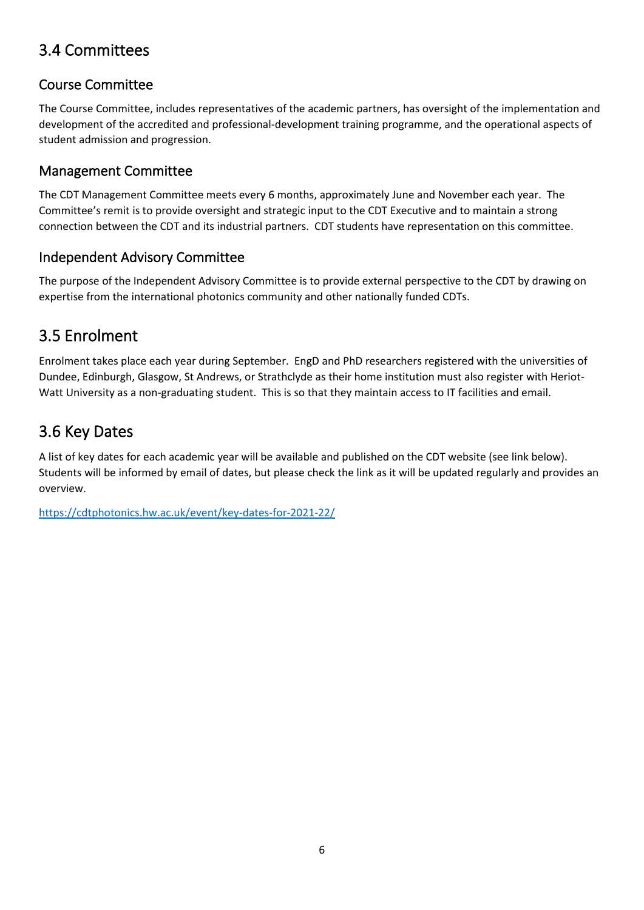## 3.4 Committees

### Course Committee

The Course Committee, includes representatives of the academic partners, has oversight of the implementation and development of the accredited and professional-development training programme, and the operational aspects of student admission and progression.

### Management Committee

The CDT Management Committee meets every 6 months, approximately June and November each year. The Committee's remit is to provide oversight and strategic input to the CDT Executive and to maintain a strong connection between the CDT and its industrial partners. CDT students have representation on this committee.

### Independent Advisory Committee

The purpose of the Independent Advisory Committee is to provide external perspective to the CDT by drawing on expertise from the international photonics community and other nationally funded CDTs.

## 3.5 Enrolment

Enrolment takes place each year during September. EngD and PhD researchers registered with the universities of Dundee, Edinburgh, Glasgow, St Andrews, or Strathclyde as their home institution must also register with Heriot-Watt University as a non-graduating student. This is so that they maintain access to IT facilities and email.

## 3.6 Key Dates

A list of key dates for each academic year will be available and published on the CDT website (see link below). Students will be informed by email of dates, but please check the link as it will be updated regularly and provides an overview.

https://cdtphotonics.hw.ac.uk/event/key-dates-for-2021-22/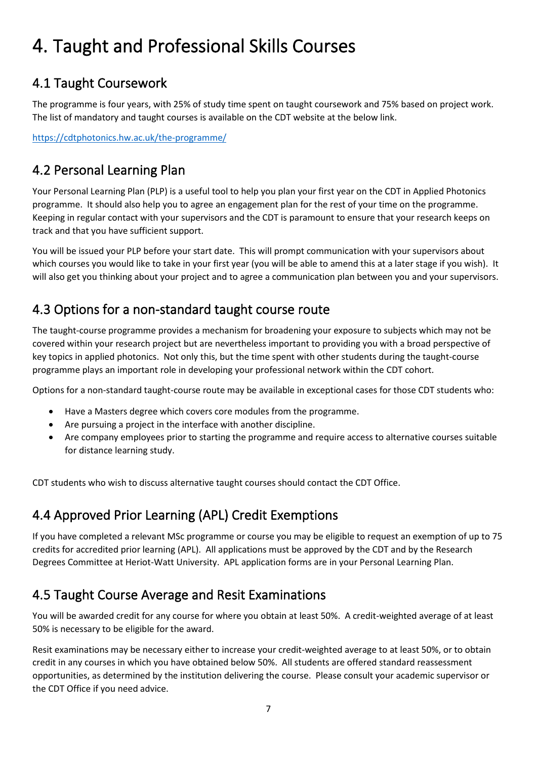# 4. Taught and Professional Skills Courses

## 4.1 Taught Coursework

The programme is four years, with 25% of study time spent on taught coursework and 75% based on project work. The list of mandatory and taught courses is available on the CDT website at the below link.

https://cdtphotonics.hw.ac.uk/the-programme/

## 4.2 Personal Learning Plan

Your Personal Learning Plan (PLP) is a useful tool to help you plan your first year on the CDT in Applied Photonics programme. It should also help you to agree an engagement plan for the rest of your time on the programme. Keeping in regular contact with your supervisors and the CDT is paramount to ensure that your research keeps on track and that you have sufficient support.

You will be issued your PLP before your start date. This will prompt communication with your supervisors about which courses you would like to take in your first year (you will be able to amend this at a later stage if you wish). It will also get you thinking about your project and to agree a communication plan between you and your supervisors.

## 4.3 Options for a non-standard taught course route

The taught-course programme provides a mechanism for broadening your exposure to subjects which may not be covered within your research project but are nevertheless important to providing you with a broad perspective of key topics in applied photonics. Not only this, but the time spent with other students during the taught-course programme plays an important role in developing your professional network within the CDT cohort.

Options for a non-standard taught-course route may be available in exceptional cases for those CDT students who:

- Have a Masters degree which covers core modules from the programme.
- Are pursuing a project in the interface with another discipline.
- Are company employees prior to starting the programme and require access to alternative courses suitable for distance learning study.

CDT students who wish to discuss alternative taught courses should contact the CDT Office.

## 4.4 Approved Prior Learning (APL) Credit Exemptions

If you have completed a relevant MSc programme or course you may be eligible to request an exemption of up to 75 credits for accredited prior learning (APL). All applications must be approved by the CDT and by the Research Degrees Committee at Heriot-Watt University. APL application forms are in your Personal Learning Plan.

## 4.5 Taught Course Average and Resit Examinations

You will be awarded credit for any course for where you obtain at least 50%. A credit-weighted average of at least 50% is necessary to be eligible for the award.

Resit examinations may be necessary either to increase your credit-weighted average to at least 50%, or to obtain credit in any courses in which you have obtained below 50%. All students are offered standard reassessment opportunities, as determined by the institution delivering the course. Please consult your academic supervisor or the CDT Office if you need advice.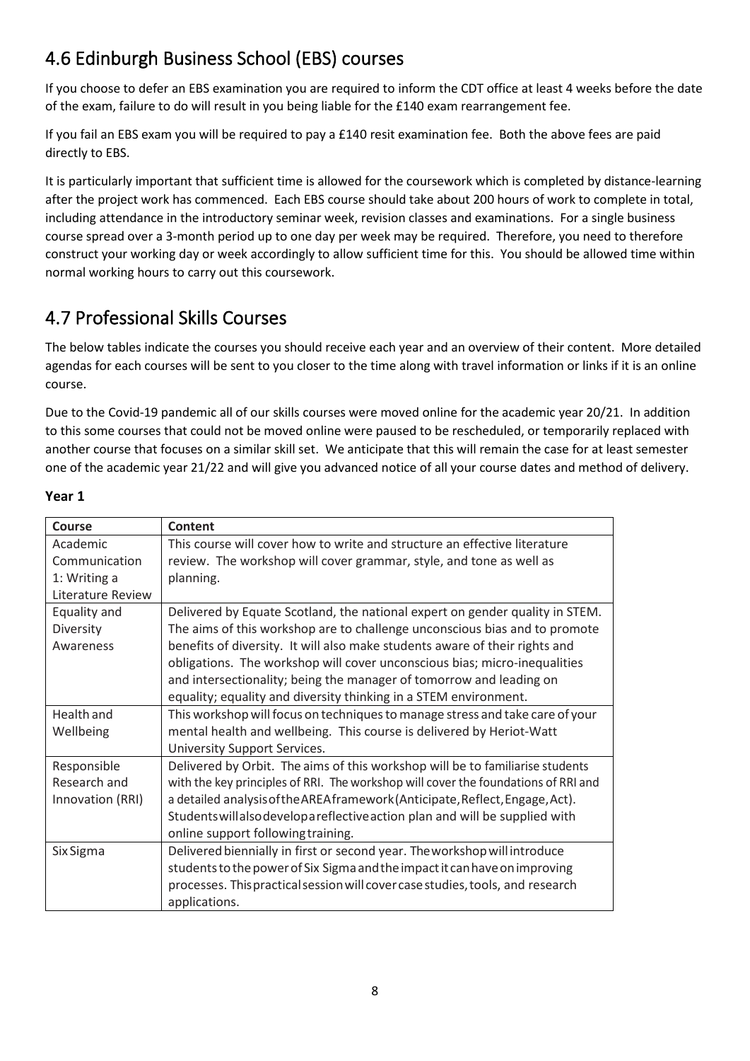## 4.6 Edinburgh Business School (EBS) courses

If you choose to defer an EBS examination you are required to inform the CDT office at least 4 weeks before the date of the exam, failure to do will result in you being liable for the £140 exam rearrangement fee.

If you fail an EBS exam you will be required to pay a £140 resit examination fee. Both the above fees are paid directly to EBS.

It is particularly important that sufficient time is allowed for the coursework which is completed by distance-learning after the project work has commenced. Each EBS course should take about 200 hours of work to complete in total, including attendance in the introductory seminar week, revision classes and examinations. For a single business course spread over a 3-month period up to one day per week may be required. Therefore, you need to therefore construct your working day or week accordingly to allow sufficient time for this. You should be allowed time within normal working hours to carry out this coursework.

## 4.7 Professional Skills Courses

The below tables indicate the courses you should receive each year and an overview of their content. More detailed agendas for each courses will be sent to you closer to the time along with travel information or links if it is an online course.

Due to the Covid-19 pandemic all of our skills courses were moved online for the academic year 20/21. In addition to this some courses that could not be moved online were paused to be rescheduled, or temporarily replaced with another course that focuses on a similar skill set. We anticipate that this will remain the case for at least semester one of the academic year 21/22 and will give you advanced notice of all your course dates and method of delivery.

**Year 1**

| Course | Content |
|---|---|
| Academic Communication 1: Writing a Literature Review | This course will cover how to write and structure an effective literature review. The workshop will cover grammar, style, and tone as well as planning. |
| Equality and Diversity Awareness | Delivered by Equate Scotland, the national expert on gender quality in STEM. The aims of this workshop are to challenge unconscious bias and to promote benefits of diversity. It will also make students aware of their rights and obligations. The workshop will cover unconscious bias; micro-inequalities and intersectionality; being the manager of tomorrow and leading on equality; equality and diversity thinking in a STEM environment. |
| Health and Wellbeing | This workshop will focus on techniques to manage stress and take care of your mental health and wellbeing. This course is delivered by Heriot-Watt University Support Services. |
| Responsible Research and Innovation (RRI) | Delivered by Orbit. The aims of this workshop will be to familiarise students with the key principles of RRI. The workshop will cover the foundations of RRI and a detailed analysis of the AREA framework (Anticipate, Reflect, Engage, Act). Students will also develop a reflective action plan and will be supplied with online support following training. |
| Six Sigma | Delivered biennially in first or second year. The workshop will introduce students to the power of Six Sigma and the impact it can have on improving processes. This practical session will cover case studies, tools, and research applications. |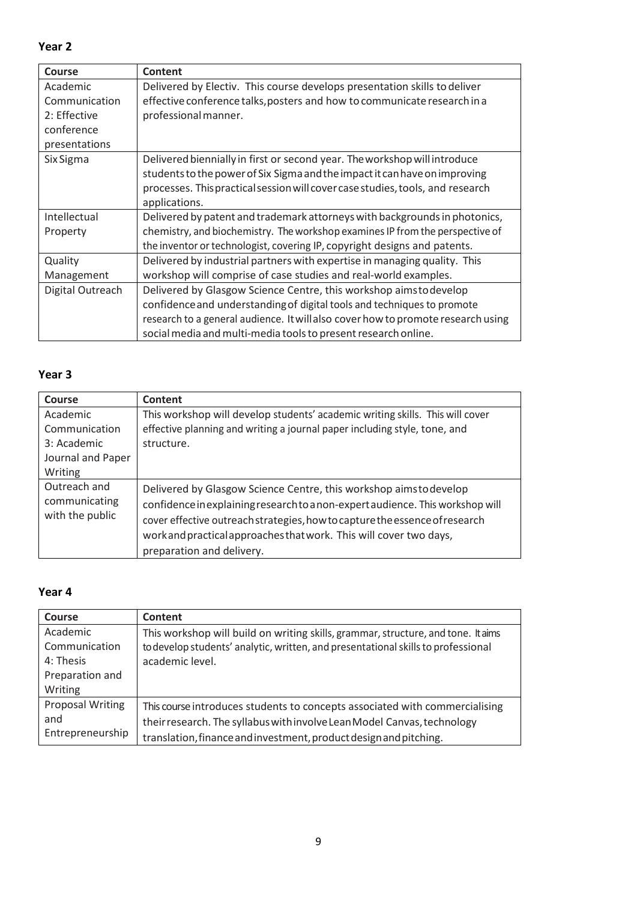**Year 2**

| Course | Content |
|---|---|
| Academic Communication 2: Effective conference presentations | Delivered by Electiv. This course develops presentation skills to deliver effective conference talks, posters and how to communicate research in a professional manner. |
| Six Sigma | Delivered biennially in first or second year. The workshop will introduce students to the power of Six Sigma and the impact it can have on improving processes. This practical session will cover case studies, tools, and research applications. |
| Intellectual Property | Delivered by patent and trademark attorneys with backgrounds in photonics, chemistry, and biochemistry. The workshop examines IP from the perspective of the inventor or technologist, covering IP, copyright designs and patents. |
| Quality Management | Delivered by industrial partners with expertise in managing quality. This workshop will comprise of case studies and real-world examples. |
| Digital Outreach | Delivered by Glasgow Science Centre, this workshop aims to develop confidence and understanding of digital tools and techniques to promote research to a general audience. It will also cover how to promote research using social media and multi-media tools to present research online. |

**Year 3**

| Course | Content |
|---|---|
| Academic Communication 3: Academic Journal and Paper Writing | This workshop will develop students' academic writing skills. This will cover effective planning and writing a journal paper including style, tone, and structure. |
| Outreach and communicating with the public | Delivered by Glasgow Science Centre, this workshop aims to develop confidence in explaining research to a non-expert audience. This workshop will cover effective outreach strategies, how to capture the essence of research work and practical approaches that work. This will cover two days, preparation and delivery. |

**Year 4**

| Course | Content |
|---|---|
| Academic Communication 4: Thesis Preparation and Writing | This workshop will build on writing skills, grammar, structure, and tone. It aims to develop students' analytic, written, and presentational skills to professional academic level. |
| Proposal Writing and Entrepreneurship | This course introduces students to concepts associated with commercialising their research. The syllabus with involve Lean Model Canvas, technology translation, finance and investment, product design and pitching. |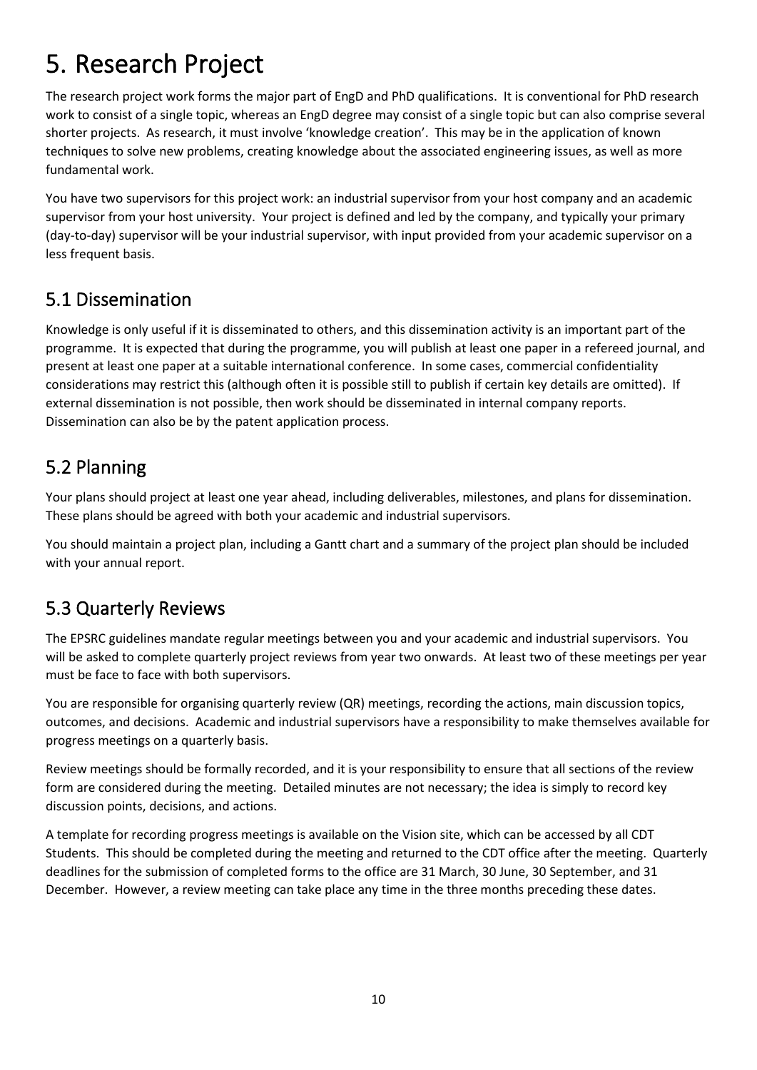# 5. Research Project

The research project work forms the major part of EngD and PhD qualifications. It is conventional for PhD research work to consist of a single topic, whereas an EngD degree may consist of a single topic but can also comprise several shorter projects. As research, it must involve 'knowledge creation'. This may be in the application of known techniques to solve new problems, creating knowledge about the associated engineering issues, as well as more fundamental work.

You have two supervisors for this project work: an industrial supervisor from your host company and an academic supervisor from your host university. Your project is defined and led by the company, and typically your primary (day-to-day) supervisor will be your industrial supervisor, with input provided from your academic supervisor on a less frequent basis.

## 5.1 Dissemination

Knowledge is only useful if it is disseminated to others, and this dissemination activity is an important part of the programme. It is expected that during the programme, you will publish at least one paper in a refereed journal, and present at least one paper at a suitable international conference. In some cases, commercial confidentiality considerations may restrict this (although often it is possible still to publish if certain key details are omitted). If external dissemination is not possible, then work should be disseminated in internal company reports. Dissemination can also be by the patent application process.

## 5.2 Planning

Your plans should project at least one year ahead, including deliverables, milestones, and plans for dissemination. These plans should be agreed with both your academic and industrial supervisors.

You should maintain a project plan, including a Gantt chart and a summary of the project plan should be included with your annual report.

## 5.3 Quarterly Reviews

The EPSRC guidelines mandate regular meetings between you and your academic and industrial supervisors. You will be asked to complete quarterly project reviews from year two onwards. At least two of these meetings per year must be face to face with both supervisors.

You are responsible for organising quarterly review (QR) meetings, recording the actions, main discussion topics, outcomes, and decisions. Academic and industrial supervisors have a responsibility to make themselves available for progress meetings on a quarterly basis.

Review meetings should be formally recorded, and it is your responsibility to ensure that all sections of the review form are considered during the meeting. Detailed minutes are not necessary; the idea is simply to record key discussion points, decisions, and actions.

A template for recording progress meetings is available on the Vision site, which can be accessed by all CDT Students. This should be completed during the meeting and returned to the CDT office after the meeting. Quarterly deadlines for the submission of completed forms to the office are 31 March, 30 June, 30 September, and 31 December. However, a review meeting can take place any time in the three months preceding these dates.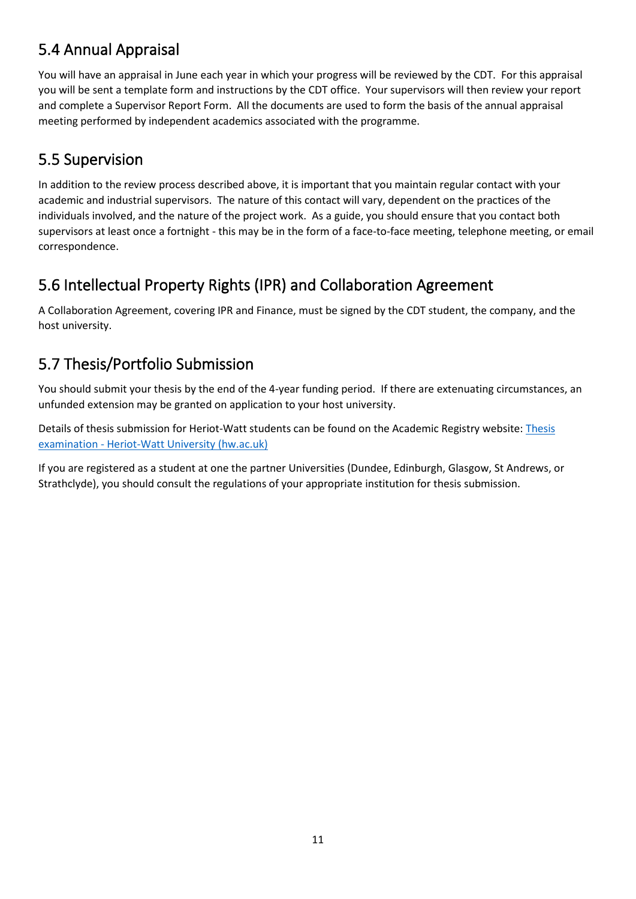## 5.4 Annual Appraisal

You will have an appraisal in June each year in which your progress will be reviewed by the CDT. For this appraisal you will be sent a template form and instructions by the CDT office. Your supervisors will then review your report and complete a Supervisor Report Form. All the documents are used to form the basis of the annual appraisal meeting performed by independent academics associated with the programme.

## 5.5 Supervision

In addition to the review process described above, it is important that you maintain regular contact with your academic and industrial supervisors. The nature of this contact will vary, dependent on the practices of the individuals involved, and the nature of the project work. As a guide, you should ensure that you contact both supervisors at least once a fortnight - this may be in the form of a face-to-face meeting, telephone meeting, or email correspondence.

## 5.6 Intellectual Property Rights (IPR) and Collaboration Agreement

A Collaboration Agreement, covering IPR and Finance, must be signed by the CDT student, the company, and the host university.

## 5.7 Thesis/Portfolio Submission

You should submit your thesis by the end of the 4-year funding period. If there are extenuating circumstances, an unfunded extension may be granted on application to your host university.

Details of thesis submission for Heriot-Watt students can be found on the Academic Registry website: [Thesis examination - Heriot-Watt University (hw.ac.uk)]

If you are registered as a student at one the partner Universities (Dundee, Edinburgh, Glasgow, St Andrews, or Strathclyde), you should consult the regulations of your appropriate institution for thesis submission.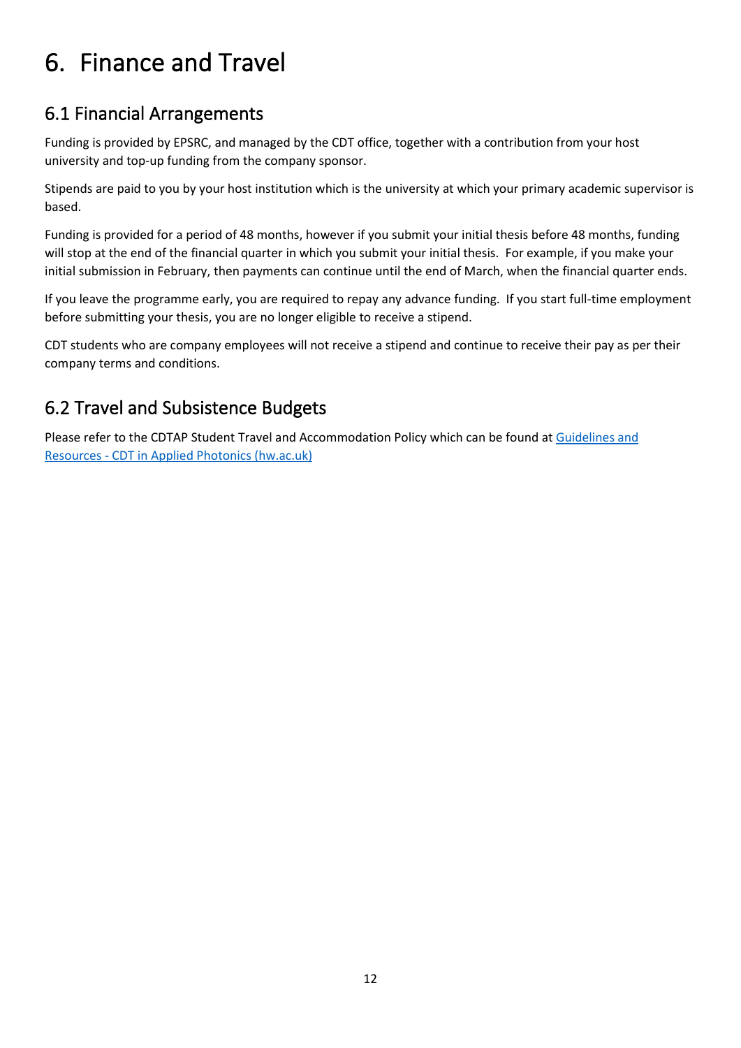# 6. Finance and Travel

## 6.1 Financial Arrangements

Funding is provided by EPSRC, and managed by the CDT office, together with a contribution from your host university and top-up funding from the company sponsor.

Stipends are paid to you by your host institution which is the university at which your primary academic supervisor is based.

Funding is provided for a period of 48 months, however if you submit your initial thesis before 48 months, funding will stop at the end of the financial quarter in which you submit your initial thesis. For example, if you make your initial submission in February, then payments can continue until the end of March, when the financial quarter ends.

If you leave the programme early, you are required to repay any advance funding. If you start full-time employment before submitting your thesis, you are no longer eligible to receive a stipend.

CDT students who are company employees will not receive a stipend and continue to receive their pay as per their company terms and conditions.

## 6.2 Travel and Subsistence Budgets

Please refer to the CDTAP Student Travel and Accommodation Policy which can be found at [Guidelines and Resources - CDT in Applied Photonics (hw.ac.uk)]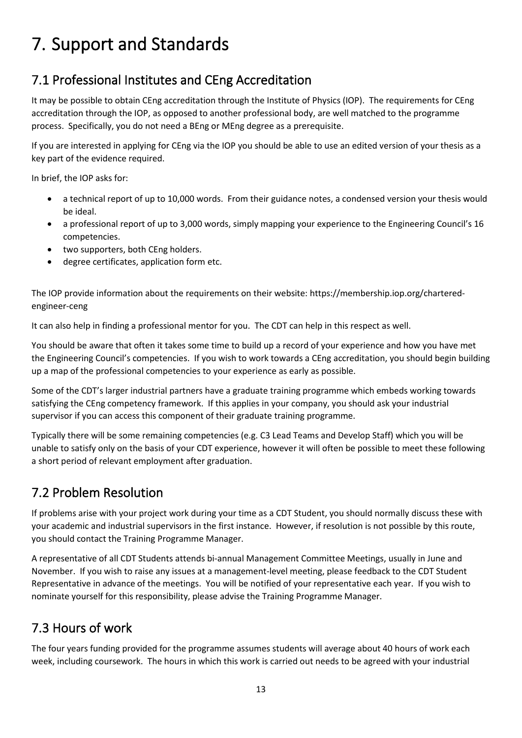# 7. Support and Standards

## 7.1 Professional Institutes and CEng Accreditation

It may be possible to obtain CEng accreditation through the Institute of Physics (IOP). The requirements for CEng accreditation through the IOP, as opposed to another professional body, are well matched to the programme process. Specifically, you do not need a BEng or MEng degree as a prerequisite.

If you are interested in applying for CEng via the IOP you should be able to use an edited version of your thesis as a key part of the evidence required.

In brief, the IOP asks for:

- a technical report of up to 10,000 words. From their guidance notes, a condensed version your thesis would be ideal.
- a professional report of up to 3,000 words, simply mapping your experience to the Engineering Council's 16 competencies.
- two supporters, both CEng holders.
- degree certificates, application form etc.

The IOP provide information about the requirements on their website: https://membership.iop.org/chartered-engineer-ceng

It can also help in finding a professional mentor for you. The CDT can help in this respect as well.

You should be aware that often it takes some time to build up a record of your experience and how you have met the Engineering Council's competencies. If you wish to work towards a CEng accreditation, you should begin building up a map of the professional competencies to your experience as early as possible.

Some of the CDT's larger industrial partners have a graduate training programme which embeds working towards satisfying the CEng competency framework. If this applies in your company, you should ask your industrial supervisor if you can access this component of their graduate training programme.

Typically there will be some remaining competencies (e.g. C3 Lead Teams and Develop Staff) which you will be unable to satisfy only on the basis of your CDT experience, however it will often be possible to meet these following a short period of relevant employment after graduation.

## 7.2 Problem Resolution

If problems arise with your project work during your time as a CDT Student, you should normally discuss these with your academic and industrial supervisors in the first instance. However, if resolution is not possible by this route, you should contact the Training Programme Manager.

A representative of all CDT Students attends bi-annual Management Committee Meetings, usually in June and November. If you wish to raise any issues at a management-level meeting, please feedback to the CDT Student Representative in advance of the meetings. You will be notified of your representative each year. If you wish to nominate yourself for this responsibility, please advise the Training Programme Manager.

## 7.3 Hours of work

The four years funding provided for the programme assumes students will average about 40 hours of work each week, including coursework. The hours in which this work is carried out needs to be agreed with your industrial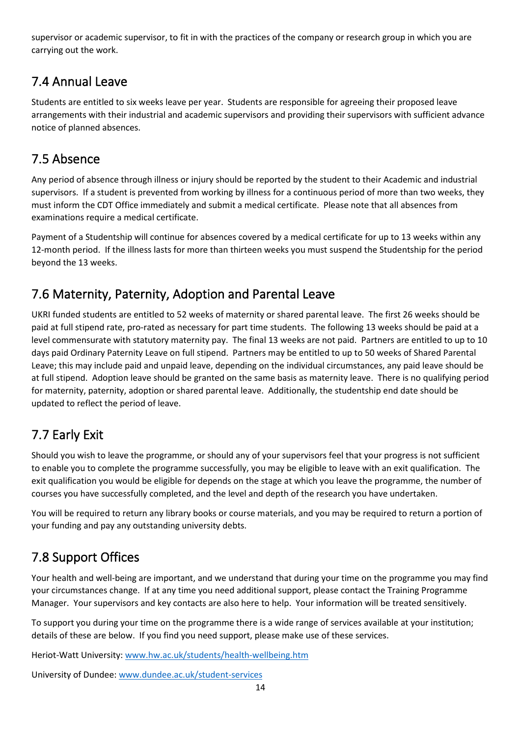supervisor or academic supervisor, to fit in with the practices of the company or research group in which you are carrying out the work.

## 7.4 Annual Leave

Students are entitled to six weeks leave per year. Students are responsible for agreeing their proposed leave arrangements with their industrial and academic supervisors and providing their supervisors with sufficient advance notice of planned absences.

## 7.5 Absence

Any period of absence through illness or injury should be reported by the student to their Academic and industrial supervisors. If a student is prevented from working by illness for a continuous period of more than two weeks, they must inform the CDT Office immediately and submit a medical certificate. Please note that all absences from examinations require a medical certificate.

Payment of a Studentship will continue for absences covered by a medical certificate for up to 13 weeks within any 12-month period. If the illness lasts for more than thirteen weeks you must suspend the Studentship for the period beyond the 13 weeks.

## 7.6 Maternity, Paternity, Adoption and Parental Leave

UKRI funded students are entitled to 52 weeks of maternity or shared parental leave. The first 26 weeks should be paid at full stipend rate, pro-rated as necessary for part time students. The following 13 weeks should be paid at a level commensurate with statutory maternity pay. The final 13 weeks are not paid. Partners are entitled to up to 10 days paid Ordinary Paternity Leave on full stipend. Partners may be entitled to up to 50 weeks of Shared Parental Leave; this may include paid and unpaid leave, depending on the individual circumstances, any paid leave should be at full stipend. Adoption leave should be granted on the same basis as maternity leave. There is no qualifying period for maternity, paternity, adoption or shared parental leave. Additionally, the studentship end date should be updated to reflect the period of leave.

## 7.7 Early Exit

Should you wish to leave the programme, or should any of your supervisors feel that your progress is not sufficient to enable you to complete the programme successfully, you may be eligible to leave with an exit qualification. The exit qualification you would be eligible for depends on the stage at which you leave the programme, the number of courses you have successfully completed, and the level and depth of the research you have undertaken.

You will be required to return any library books or course materials, and you may be required to return a portion of your funding and pay any outstanding university debts.

## 7.8 Support Offices

Your health and well-being are important, and we understand that during your time on the programme you may find your circumstances change. If at any time you need additional support, please contact the Training Programme Manager. Your supervisors and key contacts are also here to help. Your information will be treated sensitively.

To support you during your time on the programme there is a wide range of services available at your institution; details of these are below. If you find you need support, please make use of these services.

Heriot-Watt University: [www.hw.ac.uk/students/health-wellbeing.htm](www.hw.ac.uk/students/health-wellbeing.htm)

University of Dundee: [www.dundee.ac.uk/student-services](www.dundee.ac.uk/student-services)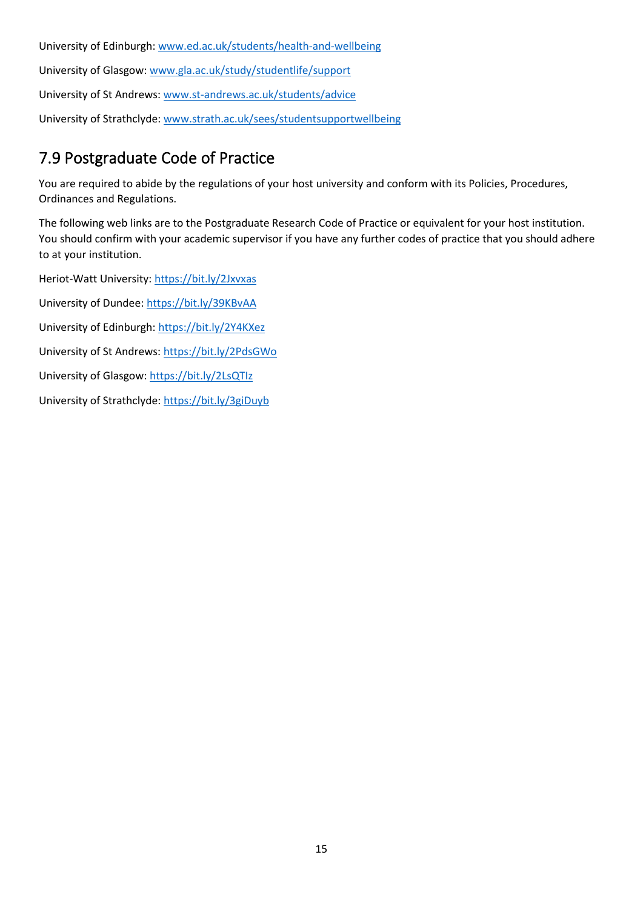University of Edinburgh: www.ed.ac.uk/students/health-and-wellbeing

University of Glasgow: www.gla.ac.uk/study/studentlife/support

University of St Andrews: www.st-andrews.ac.uk/students/advice

University of Strathclyde: www.strath.ac.uk/sees/studentsupportwellbeing

## 7.9 Postgraduate Code of Practice

You are required to abide by the regulations of your host university and conform with its Policies, Procedures, Ordinances and Regulations.

The following web links are to the Postgraduate Research Code of Practice or equivalent for your host institution. You should confirm with your academic supervisor if you have any further codes of practice that you should adhere to at your institution.

Heriot-Watt University: https://bit.ly/2Jxvxas

University of Dundee: https://bit.ly/39KBvAA

University of Edinburgh: https://bit.ly/2Y4KXez

University of St Andrews: https://bit.ly/2PdsGWo

University of Glasgow: https://bit.ly/2LsQTIz

University of Strathclyde: https://bit.ly/3giDuyb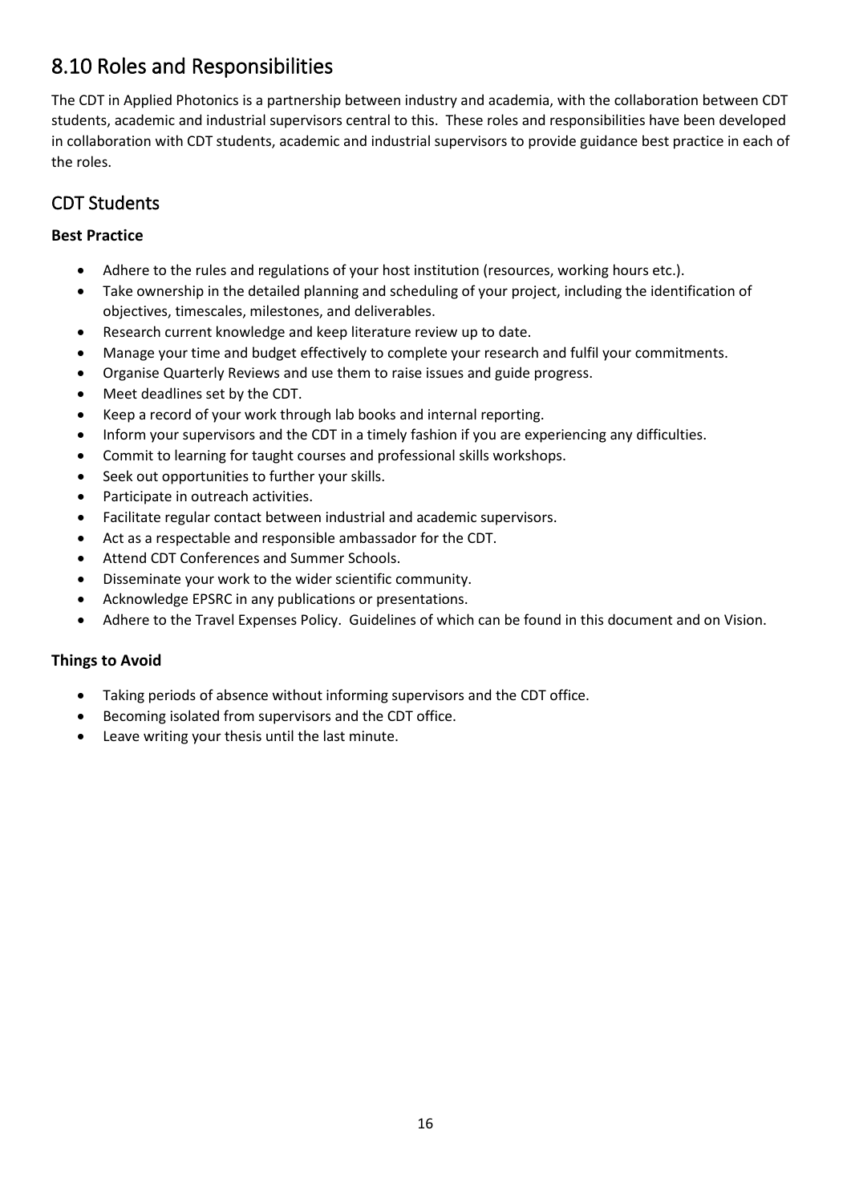## 8.10 Roles and Responsibilities

The CDT in Applied Photonics is a partnership between industry and academia, with the collaboration between CDT students, academic and industrial supervisors central to this. These roles and responsibilities have been developed in collaboration with CDT students, academic and industrial supervisors to provide guidance best practice in each of the roles.

### CDT Students

**Best Practice**

- Adhere to the rules and regulations of your host institution (resources, working hours etc.).
- Take ownership in the detailed planning and scheduling of your project, including the identification of objectives, timescales, milestones, and deliverables.
- Research current knowledge and keep literature review up to date.
- Manage your time and budget effectively to complete your research and fulfil your commitments.
- Organise Quarterly Reviews and use them to raise issues and guide progress.
- Meet deadlines set by the CDT.
- Keep a record of your work through lab books and internal reporting.
- Inform your supervisors and the CDT in a timely fashion if you are experiencing any difficulties.
- Commit to learning for taught courses and professional skills workshops.
- Seek out opportunities to further your skills.
- Participate in outreach activities.
- Facilitate regular contact between industrial and academic supervisors.
- Act as a respectable and responsible ambassador for the CDT.
- Attend CDT Conferences and Summer Schools.
- Disseminate your work to the wider scientific community.
- Acknowledge EPSRC in any publications or presentations.
- Adhere to the Travel Expenses Policy. Guidelines of which can be found in this document and on Vision.

**Things to Avoid**

- Taking periods of absence without informing supervisors and the CDT office.
- Becoming isolated from supervisors and the CDT office.
- Leave writing your thesis until the last minute.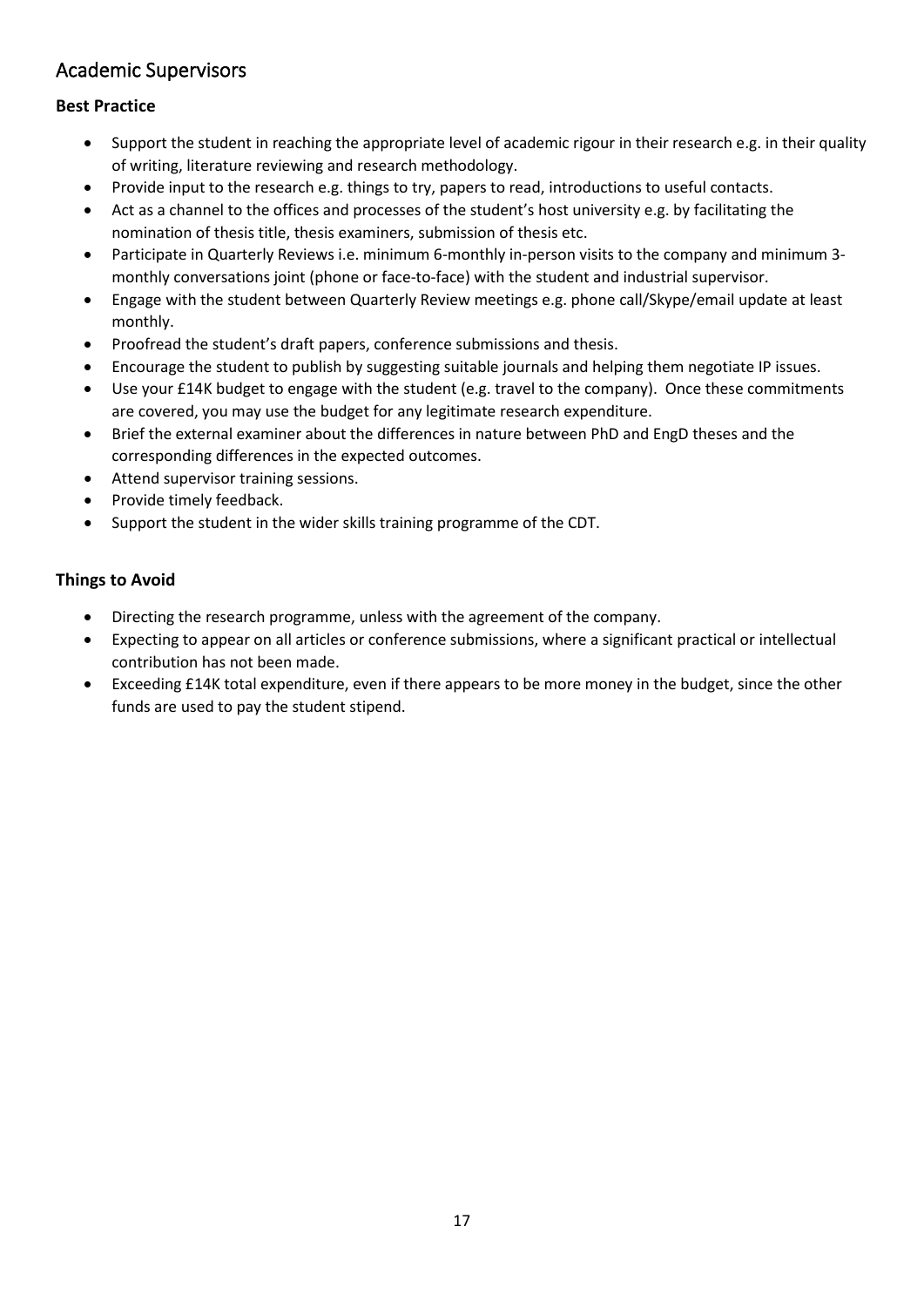## Academic Supervisors

### Best Practice

- Support the student in reaching the appropriate level of academic rigour in their research e.g. in their quality of writing, literature reviewing and research methodology.
- Provide input to the research e.g. things to try, papers to read, introductions to useful contacts.
- Act as a channel to the offices and processes of the student's host university e.g. by facilitating the nomination of thesis title, thesis examiners, submission of thesis etc.
- Participate in Quarterly Reviews i.e. minimum 6-monthly in-person visits to the company and minimum 3-monthly conversations joint (phone or face-to-face) with the student and industrial supervisor.
- Engage with the student between Quarterly Review meetings e.g. phone call/Skype/email update at least monthly.
- Proofread the student's draft papers, conference submissions and thesis.
- Encourage the student to publish by suggesting suitable journals and helping them negotiate IP issues.
- Use your £14K budget to engage with the student (e.g. travel to the company). Once these commitments are covered, you may use the budget for any legitimate research expenditure.
- Brief the external examiner about the differences in nature between PhD and EngD theses and the corresponding differences in the expected outcomes.
- Attend supervisor training sessions.
- Provide timely feedback.
- Support the student in the wider skills training programme of the CDT.

### Things to Avoid

- Directing the research programme, unless with the agreement of the company.
- Expecting to appear on all articles or conference submissions, where a significant practical or intellectual contribution has not been made.
- Exceeding £14K total expenditure, even if there appears to be more money in the budget, since the other funds are used to pay the student stipend.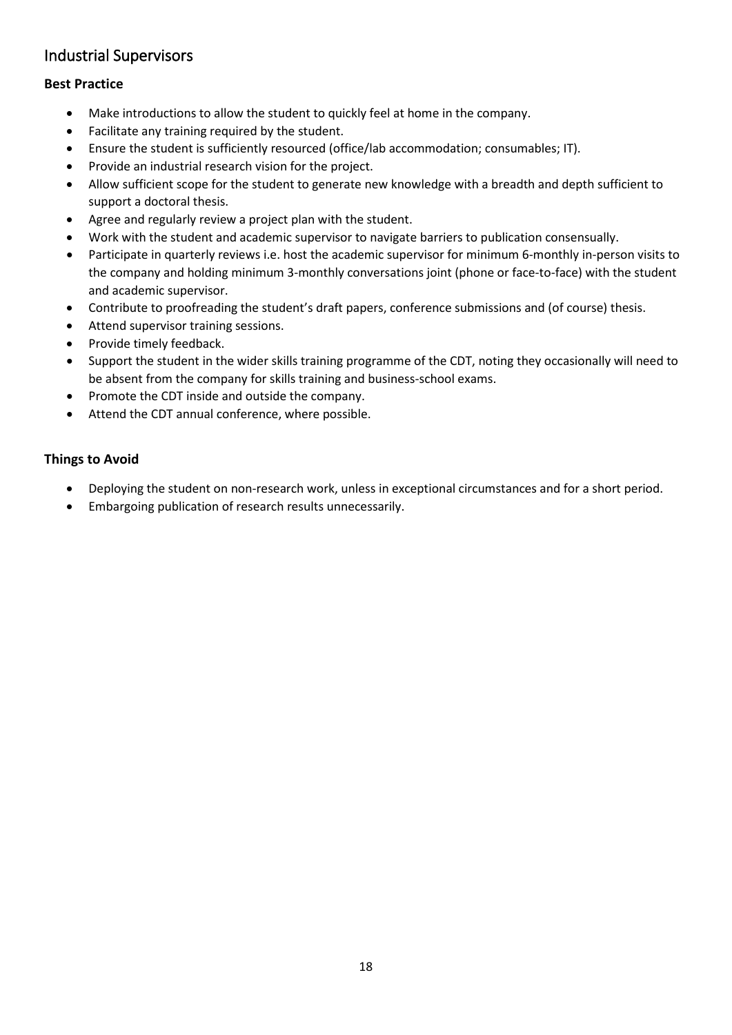## Industrial Supervisors

### Best Practice

- Make introductions to allow the student to quickly feel at home in the company.
- Facilitate any training required by the student.
- Ensure the student is sufficiently resourced (office/lab accommodation; consumables; IT).
- Provide an industrial research vision for the project.
- Allow sufficient scope for the student to generate new knowledge with a breadth and depth sufficient to support a doctoral thesis.
- Agree and regularly review a project plan with the student.
- Work with the student and academic supervisor to navigate barriers to publication consensually.
- Participate in quarterly reviews i.e. host the academic supervisor for minimum 6-monthly in-person visits to the company and holding minimum 3-monthly conversations joint (phone or face-to-face) with the student and academic supervisor.
- Contribute to proofreading the student's draft papers, conference submissions and (of course) thesis.
- Attend supervisor training sessions.
- Provide timely feedback.
- Support the student in the wider skills training programme of the CDT, noting they occasionally will need to be absent from the company for skills training and business-school exams.
- Promote the CDT inside and outside the company.
- Attend the CDT annual conference, where possible.

### Things to Avoid

- Deploying the student on non-research work, unless in exceptional circumstances and for a short period.
- Embargoing publication of research results unnecessarily.